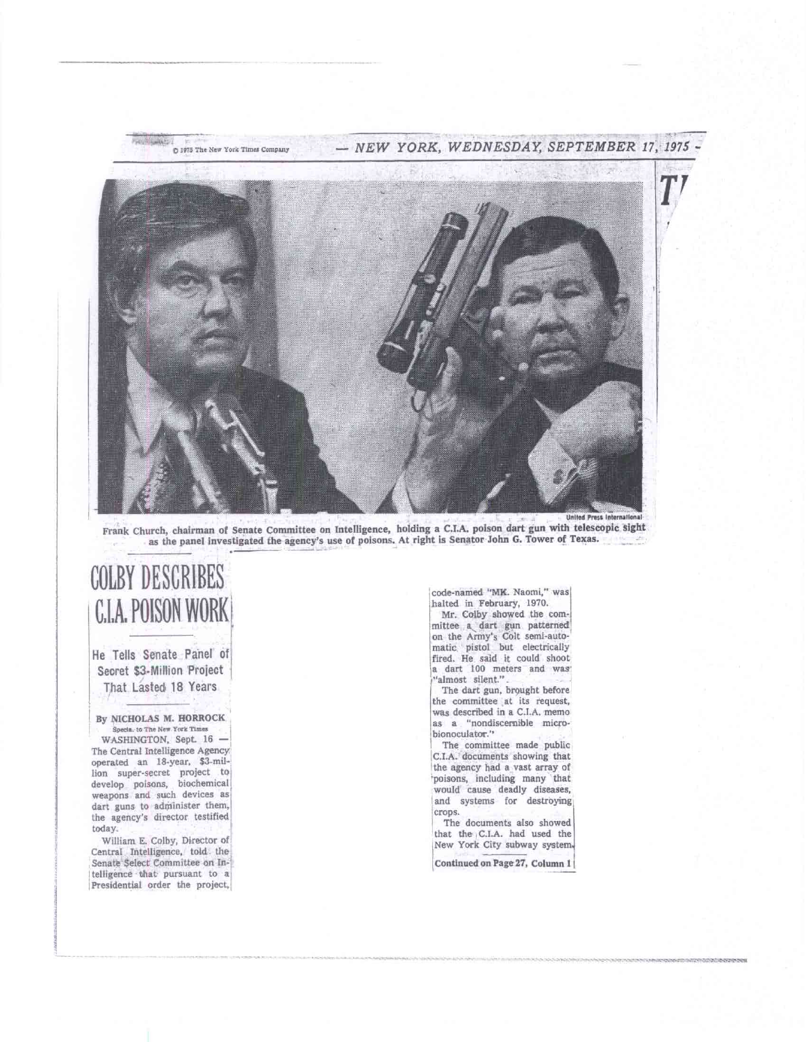© 1975 The New York Times Company — NEW YORK, WEDNESDAY, SEPTEMBER 17, 1975 —

United Press International

Frank Church, chairman of Senate Committee on Intelligence, holding a C.I.A. poison dart gun with telescopic sight as the panel investigated the agency's use of poisons. At right is Senator John G. Tower of Texas.

# COLBY DESCRIBES C.I.A. POISON WORK

## He Tells Senate Panel of Secret $3-Million Project That Lasted 18 Years

**By NICHOLAS M. HORROCK**
Special to The New York Times

WASHINGTON, Sept. 16 — The Central Intelligence Agency operated an 18-year, $3-million super-secret project to develop poisons, biochemical weapons and such devices as dart guns to administer them, the agency's director testified today.

William E. Colby, Director of Central Intelligence, told the Senate Select Committee on Intelligence that pursuant to a Presidential order the project, code-named "MK. Naomi," was halted in February, 1970.

Mr. Colby showed the committee a dart gun patterned on the Army's Colt semi-automatic pistol but electrically fired. He said it could shoot a dart 100 meters and was "almost silent."

The dart gun, brought before the committee at its request, was described in a C.I.A. memo as a "nondiscernible microbionoculator."

The committee made public C.I.A. documents showing that the agency had a vast array of poisons, including many that would cause deadly diseases, and systems for destroying crops.

The documents also showed that the C.I.A. had used the New York City subway system.

Continued on Page 27, Column 1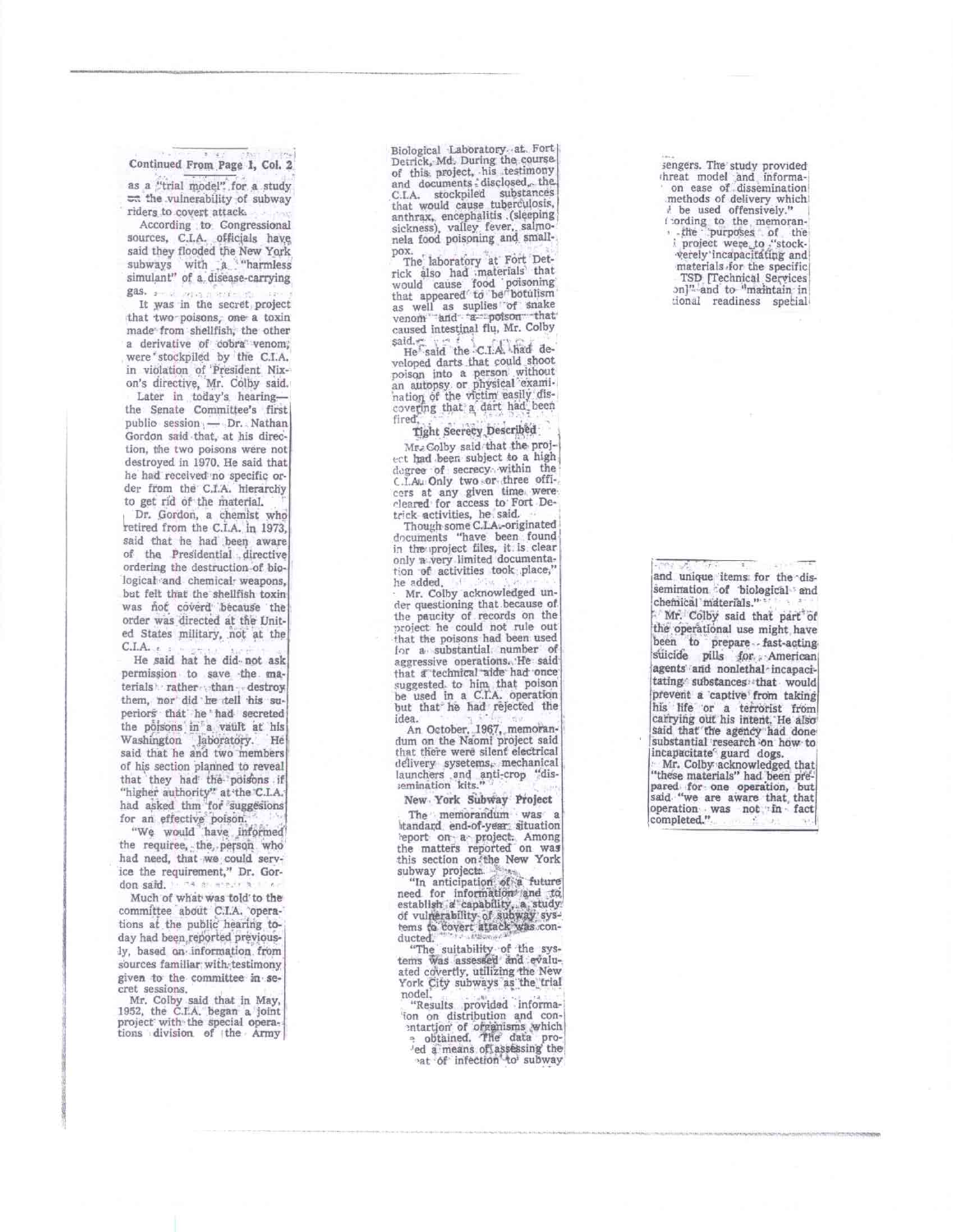Continued From Page 1, Col. 2

as a "trial model" for a study on the vulnerability of subway riders to covert attack.

According to Congressional sources, C.I.A. officials have said they flooded the New York subways with a "harmless simulant" of a disease-carrying gas.

It was in the secret project that two poisons, one a toxin made from shellfish, the other a derivative of cobra venom, were stockpiled by the C.I.A. in violation of President Nixon's directive, Mr. Colby said.

Later in today's hearing—the Senate Committee's first public session — Dr. Nathan Gordon said that, at his direction, the two poisons were not destroyed in 1970. He said that he had received no specific order from the C.I.A. hierarchy to get rid of the material.

Dr. Gordon, a chemist who retired from the C.I.A. in 1973, said that he had been aware of the Presidential directive ordering the destruction of biological and chemical weapons, but felt that the shellfish toxin was not coverd because the order was directed at the United States military, not at the C.I.A.

He said hat he did not ask permission to save the materials rather than destroy them, nor did he tell his superiors that he had secreted the poisons in a vault at his Washington laboratory. He said that he and two members of his section planned to reveal that they had the poisons if "higher authority" at the C.I.A. had asked thm for "suggestions for an effective poison."

"We would have informed the requiree, the person who had need, that we could service the requirement," Dr. Gordon said.

Much of what was told to the committee about C.I.A. operations at the public hearing today had been reported previously, based on information from sources familiar with testimony given to the committee in secret sessions.

Mr. Colby said that in May, 1952, the C.I.A. began a joint project with the special operations division of the Army Biological Laboratory at Fort Detrick, Md. During the course of this project, his testimony and documents disclosed, the C.I.A. stockpiled substances that would cause tuberculosis, anthrax, encephalitis (sleeping sickness), valley fever, salmonela food poisoning and smallpox.

The laboratory at Fort Detrick also had materials that would cause food poisoning that appeared to be botulism as well as suplies of snake venom and a poison that caused intestinal flu, Mr. Colby said.

He said the C.I.A. had developed darts that could shoot poison into a person without an autopsy or physical examination of the victim easily discovering that a dart had been fired.

## Tight Secrecy Described

Mr. Colby said that the project had been subject to a high degree of secrecy within the C.I.A. Only two or three officers at any given time were cleared for access to Fort Detrick activities, he said.

Though some C.I.A.-originated documents "have been found in the project files, it is clear only a very limited documentation of activities took place," he added.

Mr. Colby acknowledged under questioning that because of the paucity of records on the project he could not rule out that the poisons had been used for a substantial number of aggressive operations. He said that a technical aide had once suggested to him that poison be used in a C.I.A. operation but that he had rejected the idea.

An October, 1967, memorandum on the Naomi project said that there were silent electrical delivery sysetems, mechanical launchers and anti-crop "dissemination kits."

## New York Subway Project

The memorandum was a standard end-of-year situation report on a project. Among the matters reported on was this section on the New York subway projects.

"In anticipation of a future need for information and to establish a capability, a study of vulnerability of subway systems to covert attack was conducted.

"The suitability of the systems was assessed and evaluated covertly, utilizing the New York City subways as the trial model.

"Results provided information on distribution and concentration of organisms which were obtained. The data provided a means of assessing the [thre]at of infection to subway [pas]sengers. The study provided [t]hreat model and information on ease of dissemination methods of delivery which [coul]d be used offensively."

[Acc]ording to the memorandum, the purposes of the project were to "stock[pile se]verely incapacitating and [lethal] materials for the specific [use of] TSD [Technical Services [Divisi]on]" and to "maintain in [opera]tional readiness special and unique items for the dissemination of biological and chemical materials."

Mr. Colby said that part of the operational use might have been to prepare fast-acting suicide pills for American agents and nonlethal incapacitating substances that would prevent a captive from taking his life or a terrorist from carrying out his intent. He also said that the agency had done substantial research on how to incapacitate guard dogs.

Mr. Colby acknowledged that "these materials" had been prepared for one operation, but said "we are aware that, that operation was not in fact completed."